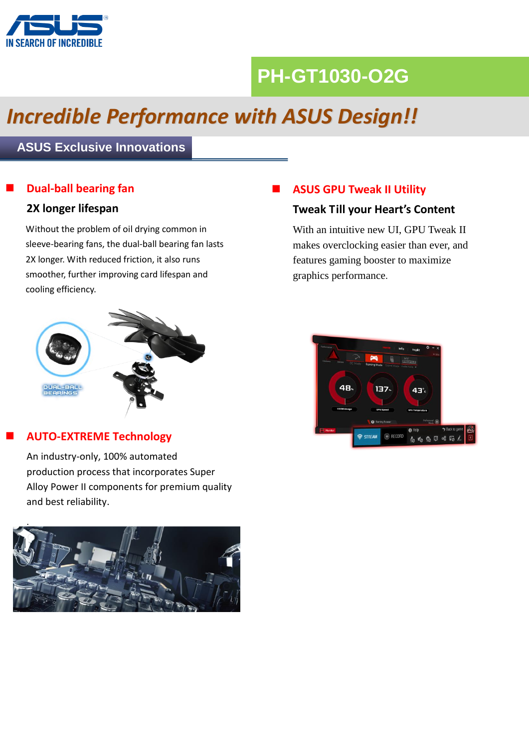# PH-GT1030-O2G

## *Incredible Performance with ASUS Design!!*

## ASUS Exclusive Innovations

### Dual-ball bearing fan

**2X longer lifespan**

Without the problem of oil drying common in sleeve-bearing fans, the dual-ball bearing fan lasts 2X longer. With reduced friction, it also runs smoother, further improving card lifespan and cooling efficiency.

### AUTO-EXTREME Technology

An industry-only, 100% automated production process that incorporates Super Alloy Power II components for premium quality and best reliability.

### ASUS GPU Tweak II Utility

**Tweak Till your Heart's Content**

With an intuitive new UI, GPU Tweak II makes overclocking easier than ever, and features gaming booster to maximize graphics performance.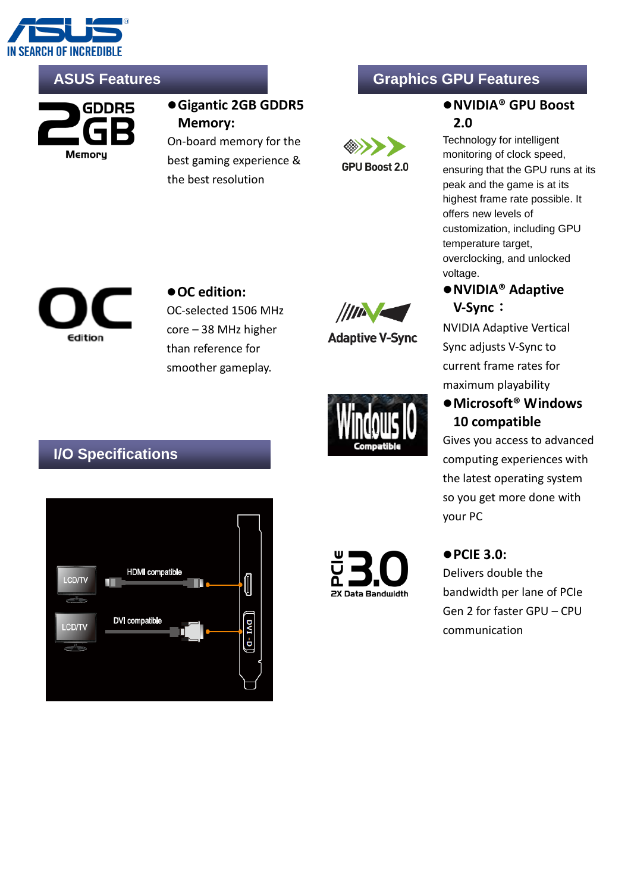## ASUS Features

**● Gigantic 2GB GDDR5 Memory:**

On-board memory for the best gaming experience & the best resolution

**● OC edition:**

OC-selected 1506 MHz core – 38 MHz higher than reference for smoother gameplay.

## Graphics GPU Features

**● NVIDIA® GPU Boost 2.0**

Technology for intelligent monitoring of clock speed, ensuring that the GPU runs at its peak and the game is at its highest frame rate possible. It offers new levels of customization, including GPU temperature target, overclocking, and unlocked voltage.

**● NVIDIA® Adaptive V-Sync：**

NVIDIA Adaptive Vertical Sync adjusts V-Sync to current frame rates for maximum playability

**● Microsoft® Windows 10 compatible**

Gives you access to advanced computing experiences with the latest operating system so you get more done with your PC

**● PCIE 3.0:**

Delivers double the bandwidth per lane of PCIe Gen 2 for faster GPU – CPU communication

## I/O Specifications

- HDMI compatible
- DVI compatible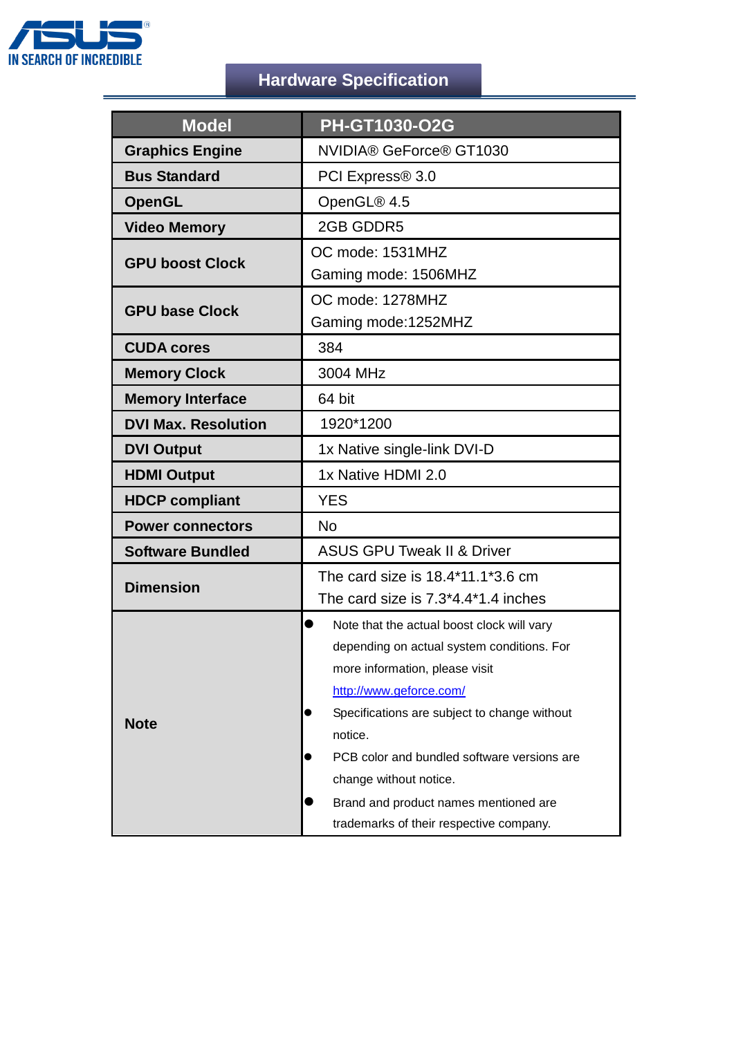# Hardware Specification

| Model | PH-GT1030-O2G |
|---|---|
| **Graphics Engine** | NVIDIA® GeForce® GT1030 |
| **Bus Standard** | PCI Express® 3.0 |
| **OpenGL** | OpenGL® 4.5 |
| **Video Memory** | 2GB GDDR5 |
| **GPU boost Clock** | OC mode: 1531MHZ<br>Gaming mode: 1506MHZ |
| **GPU base Clock** | OC mode: 1278MHZ<br>Gaming mode:1252MHZ |
| **CUDA cores** | 384 |
| **Memory Clock** | 3004 MHz |
| **Memory Interface** | 64 bit |
| **DVI Max. Resolution** | 1920*1200 |
| **DVI Output** | 1x Native single-link DVI-D |
| **HDMI Output** | 1x Native HDMI 2.0 |
| **HDCP compliant** | YES |
| **Power connectors** | No |
| **Software Bundled** | ASUS GPU Tweak II & Driver |
| **Dimension** | The card size is 18.4*11.1*3.6 cm<br>The card size is 7.3*4.4*1.4 inches |
| **Note** | ● Note that the actual boost clock will vary depending on actual system conditions. For more information, please visit http://www.geforce.com/<br>● Specifications are subject to change without notice.<br>● PCB color and bundled software versions are change without notice.<br>● Brand and product names mentioned are trademarks of their respective company. |